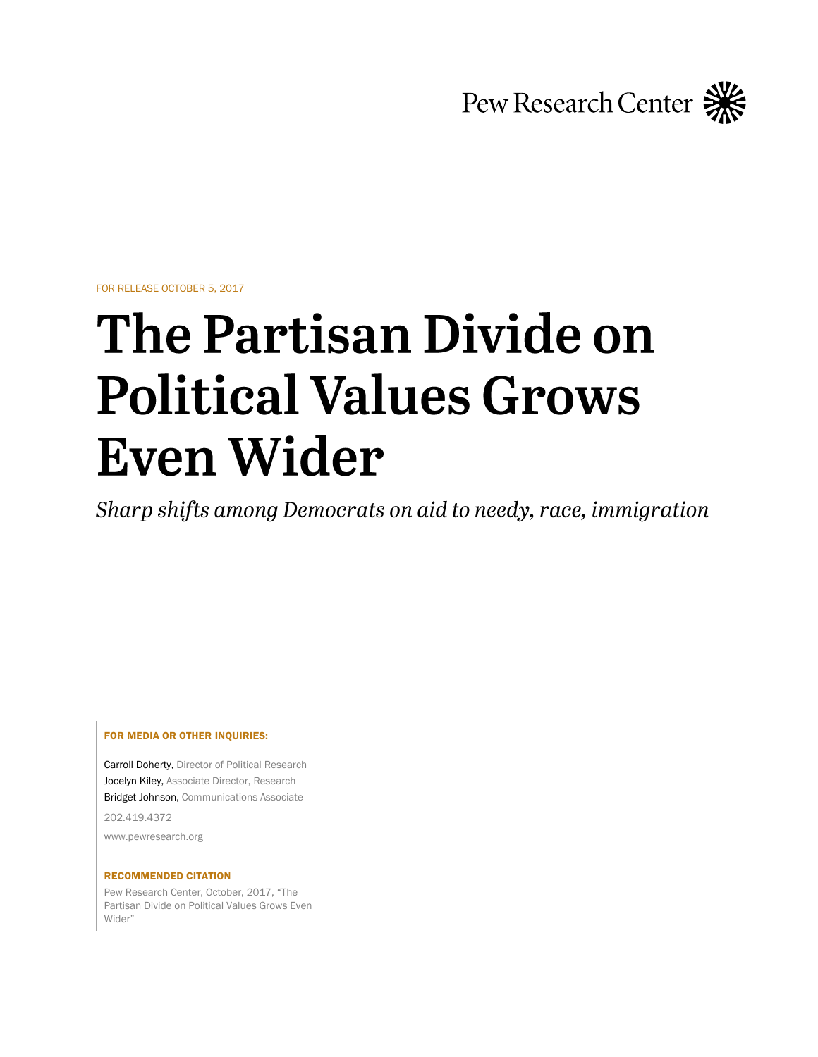Pew Research Center

FOR RELEASE OCTOBER 5, 2017

# The Partisan Divide on Political Values Grows Even Wider

*Sharp shifts among Democrats on aid to needy, race, immigration*

**FOR MEDIA OR OTHER INQUIRIES:**

Carroll Doherty, Director of Political Research
Jocelyn Kiley, Associate Director, Research
Bridget Johnson, Communications Associate

202.419.4372

www.pewresearch.org

**RECOMMENDED CITATION**

Pew Research Center, October, 2017, "The Partisan Divide on Political Values Grows Even Wider"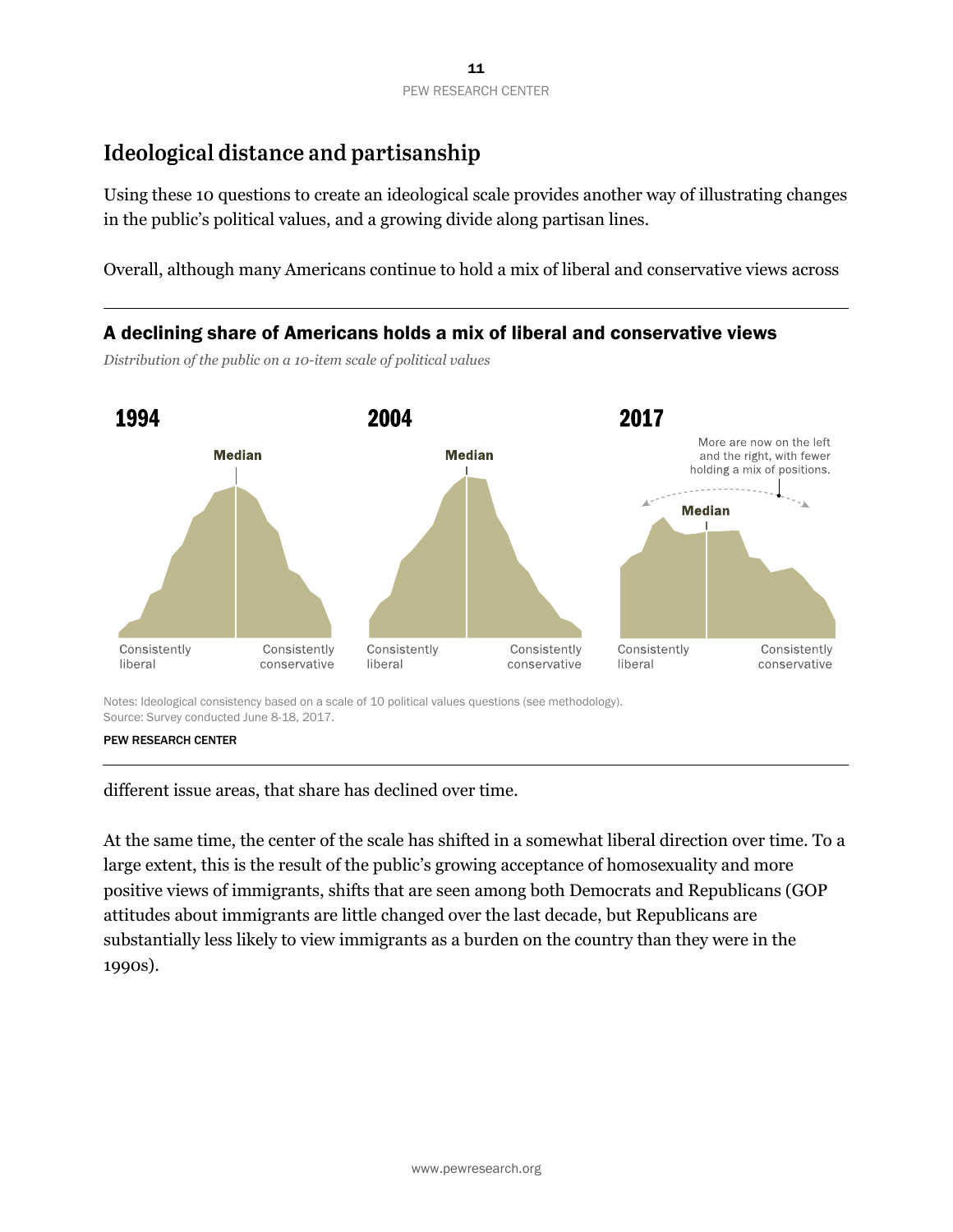## Ideological distance and partisanship

Using these 10 questions to create an ideological scale provides another way of illustrating changes in the public's political values, and a growing divide along partisan lines.

Overall, although many Americans continue to hold a mix of liberal and conservative views across different issue areas, that share has declined over time.

### A declining share of Americans holds a mix of liberal and conservative views

*Distribution of the public on a 10-item scale of political values*

1994 — Median — Consistently liberal — Consistently conservative

2004 — Median — Consistently liberal — Consistently conservative

2017 — Median — Consistently liberal — Consistently conservative — More are now on the left and the right, with fewer holding a mix of positions.

Notes: Ideological consistency based on a scale of 10 political values questions (see methodology).
Source: Survey conducted June 8-18, 2017.

PEW RESEARCH CENTER

At the same time, the center of the scale has shifted in a somewhat liberal direction over time. To a large extent, this is the result of the public's growing acceptance of homosexuality and more positive views of immigrants, shifts that are seen among both Democrats and Republicans (GOP attitudes about immigrants are little changed over the last decade, but Republicans are substantially less likely to view immigrants as a burden on the country than they were in the 1990s).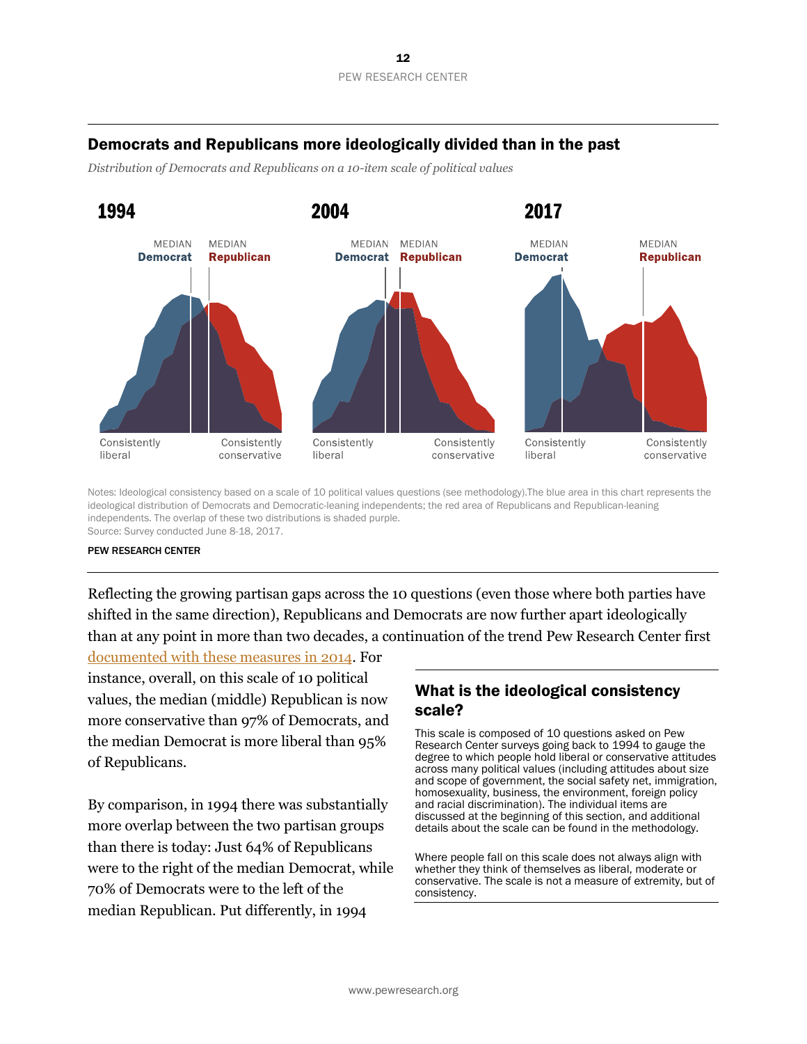## Democrats and Republicans more ideologically divided than in the past

*Distribution of Democrats and Republicans on a 10-item scale of political values*

**1994** — MEDIAN **Democrat** | MEDIAN **Republican** — Consistently liberal … Consistently conservative

**2004** — MEDIAN **Democrat** | MEDIAN **Republican** — Consistently liberal … Consistently conservative

**2017** — MEDIAN **Democrat** | MEDIAN **Republican** — Consistently liberal … Consistently conservative

Notes: Ideological consistency based on a scale of 10 political values questions (see methodology).The blue area in this chart represents the ideological distribution of Democrats and Democratic-leaning independents; the red area of Republicans and Republican-leaning independents. The overlap of these two distributions is shaded purple.
Source: Survey conducted June 8-18, 2017.

PEW RESEARCH CENTER

Reflecting the growing partisan gaps across the 10 questions (even those where both parties have shifted in the same direction), Republicans and Democrats are now further apart ideologically than at any point in more than two decades, a continuation of the trend Pew Research Center first documented with these measures in 2014. For instance, overall, on this scale of 10 political values, the median (middle) Republican is now more conservative than 97% of Democrats, and the median Democrat is more liberal than 95% of Republicans.

By comparison, in 1994 there was substantially more overlap between the two partisan groups than there is today: Just 64% of Republicans were to the right of the median Democrat, while 70% of Democrats were to the left of the median Republican. Put differently, in 1994

### What is the ideological consistency scale?

This scale is composed of 10 questions asked on Pew Research Center surveys going back to 1994 to gauge the degree to which people hold liberal or conservative attitudes across many political values (including attitudes about size and scope of government, the social safety net, immigration, homosexuality, business, the environment, foreign policy and racial discrimination). The individual items are discussed at the beginning of this section, and additional details about the scale can be found in the methodology.

Where people fall on this scale does not always align with whether they think of themselves as liberal, moderate or conservative. The scale is not a measure of extremity, but of consistency.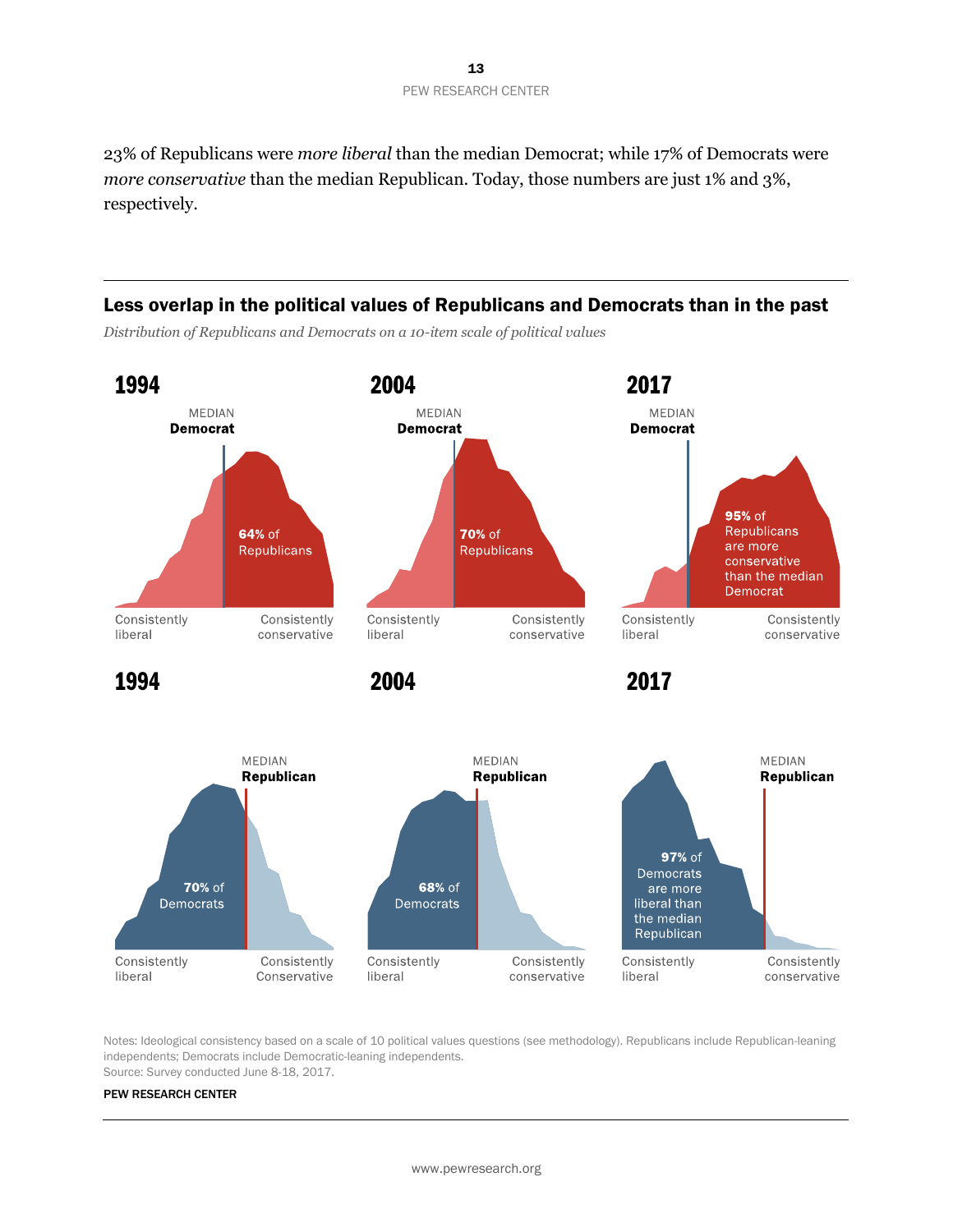23% of Republicans were *more liberal* than the median Democrat; while 17% of Democrats were *more conservative* than the median Republican. Today, those numbers are just 1% and 3%, respectively.

---

**Less overlap in the political values of Republicans and Democrats than in the past**

*Distribution of Republicans and Democrats on a 10-item scale of political values*

1994

MEDIAN **Democrat**

**64%** of Republicans

Consistently liberal

Consistently conservative

2004

MEDIAN **Democrat**

**70%** of Republicans

Consistently liberal

Consistently conservative

2017

MEDIAN **Democrat**

**95%** of Republicans are more conservative than the median Democrat

Consistently liberal

Consistently conservative

1994

MEDIAN **Republican**

**70%** of Democrats

Consistently liberal

Consistently Conservative

2004

MEDIAN **Republican**

**68%** of Democrats

Consistently liberal

Consistently conservative

2017

MEDIAN **Republican**

**97%** of Democrats are more liberal than the median Republican

Consistently liberal

Consistently conservative

Notes: Ideological consistency based on a scale of 10 political values questions (see methodology). Republicans include Republican-leaning independents; Democrats include Democratic-leaning independents.
Source: Survey conducted June 8-18, 2017.

PEW RESEARCH CENTER